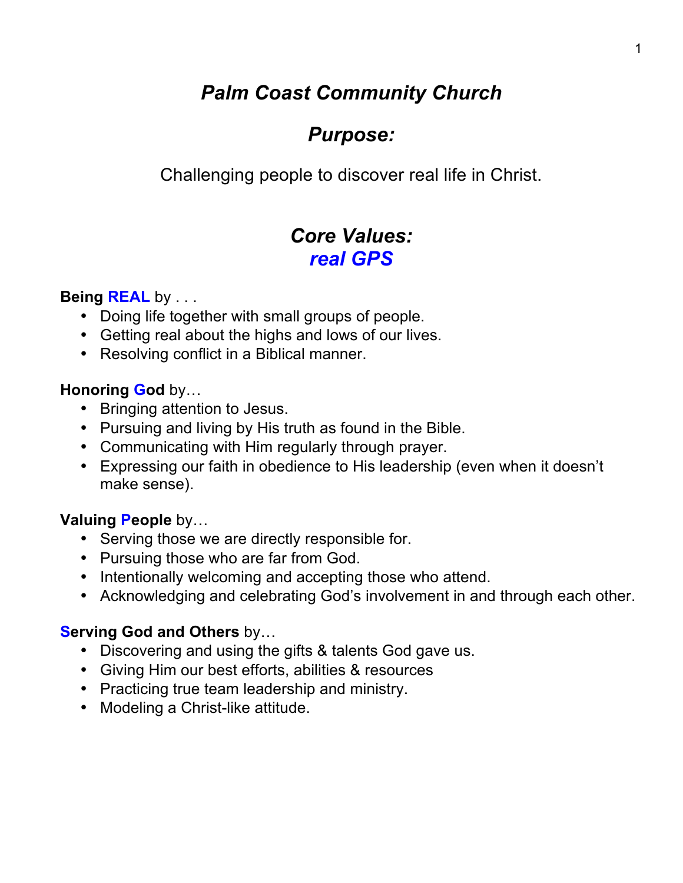# *Palm Coast Community Church*

## *Purpose:*

Challenging people to discover real life in Christ.

## *Core Values:*

## *real GPS*

**Being REAL** by . . .

- Doing life together with small groups of people.
- Getting real about the highs and lows of our lives.
- Resolving conflict in a Biblical manner.

**Honoring God** by…

- Bringing attention to Jesus.
- Pursuing and living by His truth as found in the Bible.
- Communicating with Him regularly through prayer.
- Expressing our faith in obedience to His leadership (even when it doesn't make sense).

**Valuing People** by…

- Serving those we are directly responsible for.
- Pursuing those who are far from God.
- Intentionally welcoming and accepting those who attend.
- Acknowledging and celebrating God's involvement in and through each other.

**Serving God and Others** by…

- Discovering and using the gifts & talents God gave us.
- Giving Him our best efforts, abilities & resources
- Practicing true team leadership and ministry.
- Modeling a Christ-like attitude.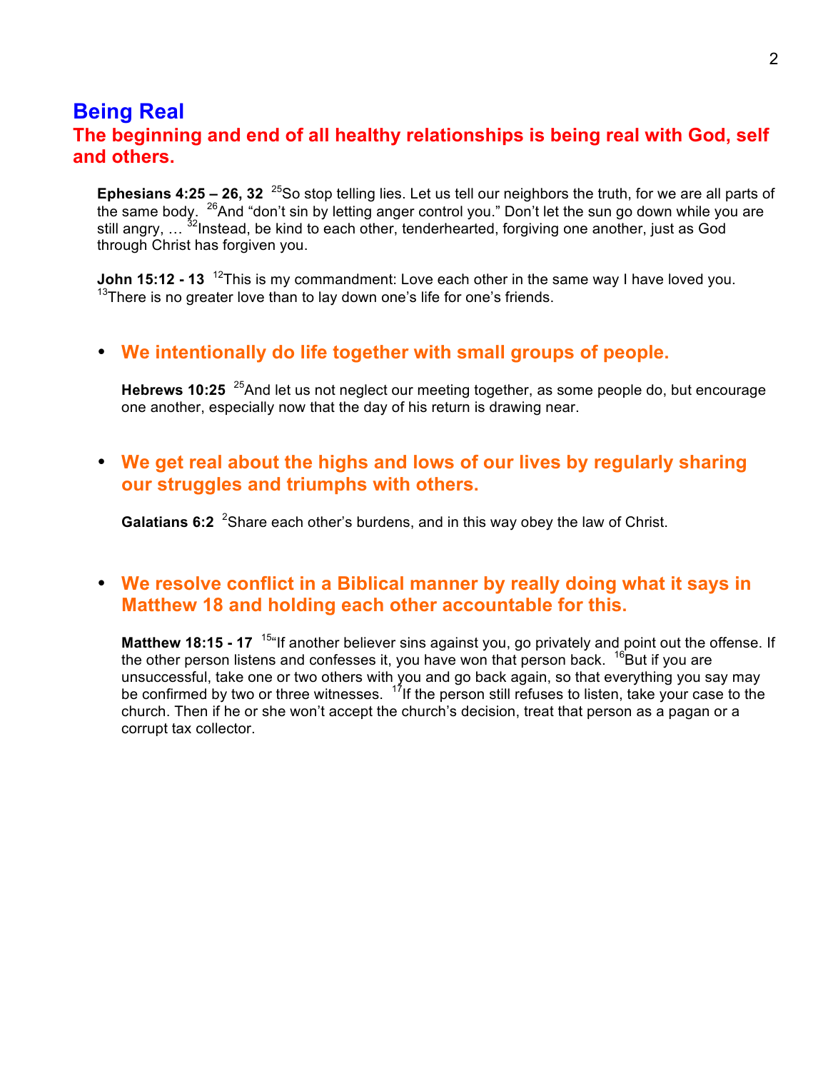## Being Real

### The beginning and end of all healthy relationships is being real with God, self and others.

**Ephesians 4:25 – 26, 32** [25]So stop telling lies. Let us tell our neighbors the truth, for we are all parts of the same body. [26]And "don't sin by letting anger control you." Don't let the sun go down while you are still angry, … [32]Instead, be kind to each other, tenderhearted, forgiving one another, just as God through Christ has forgiven you.

**John 15:12 - 13** [12]This is my commandment: Love each other in the same way I have loved you. [13]There is no greater love than to lay down one's life for one's friends.

- **We intentionally do life together with small groups of people.**

  **Hebrews 10:25** [25]And let us not neglect our meeting together, as some people do, but encourage one another, especially now that the day of his return is drawing near.

- **We get real about the highs and lows of our lives by regularly sharing our struggles and triumphs with others.**

  **Galatians 6:2** [2]Share each other's burdens, and in this way obey the law of Christ.

- **We resolve conflict in a Biblical manner by really doing what it says in Matthew 18 and holding each other accountable for this.**

  **Matthew 18:15 - 17** [15]"If another believer sins against you, go privately and point out the offense. If the other person listens and confesses it, you have won that person back. [16]But if you are unsuccessful, take one or two others with you and go back again, so that everything you say may be confirmed by two or three witnesses. [17]If the person still refuses to listen, take your case to the church. Then if he or she won't accept the church's decision, treat that person as a pagan or a corrupt tax collector.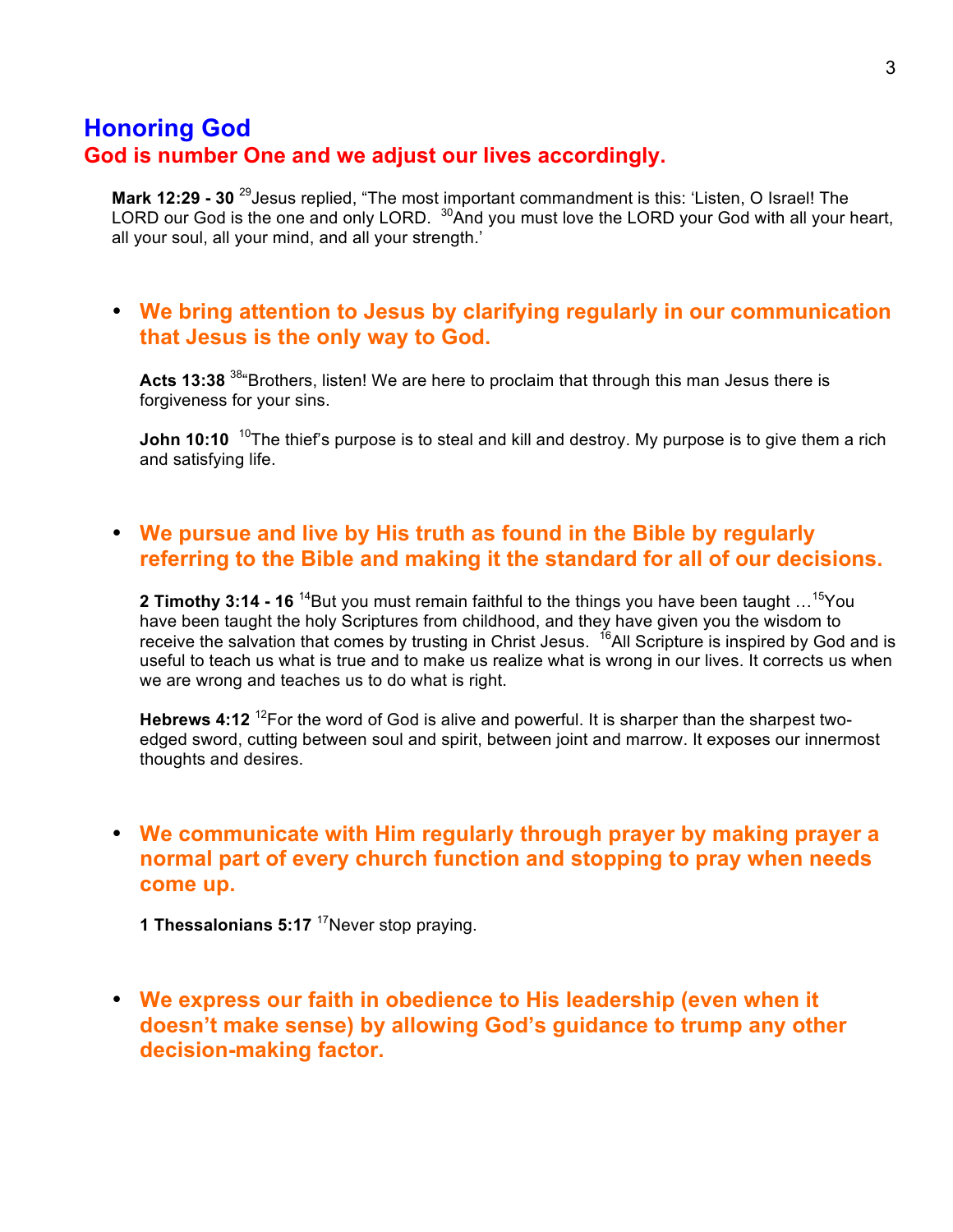## Honoring God

### God is number One and we adjust our lives accordingly.

**Mark 12:29 - 30** [29]Jesus replied, “The most important commandment is this: ‘Listen, O Israel! The LORD our God is the one and only LORD. [30]And you must love the LORD your God with all your heart, all your soul, all your mind, and all your strength.’

- **We bring attention to Jesus by clarifying regularly in our communication that Jesus is the only way to God.**

  **Acts 13:38** [38]“Brothers, listen! We are here to proclaim that through this man Jesus there is forgiveness for your sins.

  **John 10:10** [10]The thief’s purpose is to steal and kill and destroy. My purpose is to give them a rich and satisfying life.

- **We pursue and live by His truth as found in the Bible by regularly referring to the Bible and making it the standard for all of our decisions.**

  **2 Timothy 3:14 - 16** [14]But you must remain faithful to the things you have been taught …[15]You have been taught the holy Scriptures from childhood, and they have given you the wisdom to receive the salvation that comes by trusting in Christ Jesus. [16]All Scripture is inspired by God and is useful to teach us what is true and to make us realize what is wrong in our lives. It corrects us when we are wrong and teaches us to do what is right.

  **Hebrews 4:12** [12]For the word of God is alive and powerful. It is sharper than the sharpest two-edged sword, cutting between soul and spirit, between joint and marrow. It exposes our innermost thoughts and desires.

- **We communicate with Him regularly through prayer by making prayer a normal part of every church function and stopping to pray when needs come up.**

  **1 Thessalonians 5:17** [17]Never stop praying.

- **We express our faith in obedience to His leadership (even when it doesn’t make sense) by allowing God’s guidance to trump any other decision-making factor.**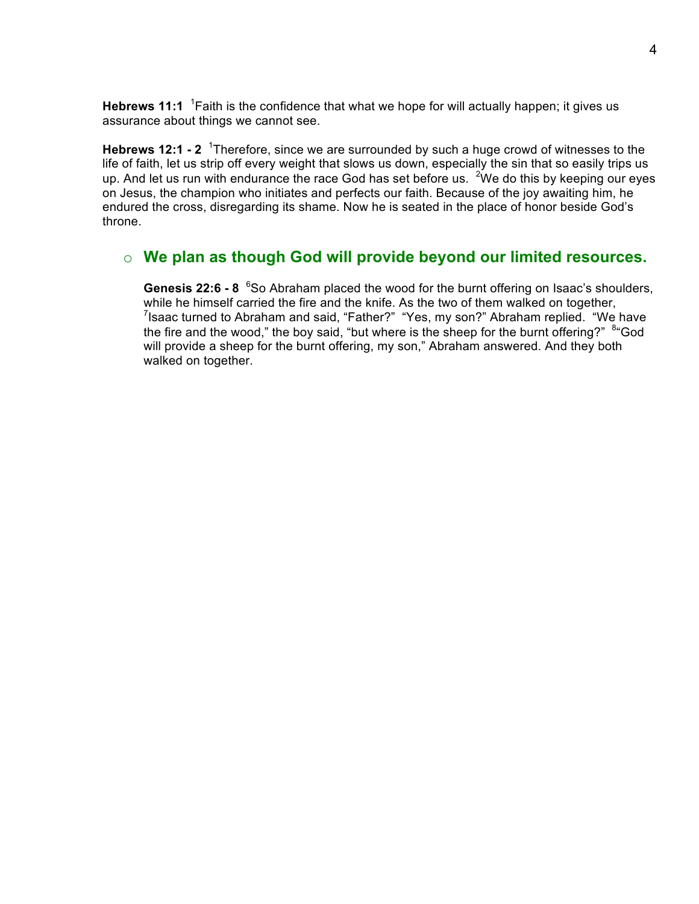**Hebrews 11:1** [1]Faith is the confidence that what we hope for will actually happen; it gives us assurance about things we cannot see.

**Hebrews 12:1 - 2** [1]Therefore, since we are surrounded by such a huge crowd of witnesses to the life of faith, let us strip off every weight that slows us down, especially the sin that so easily trips us up. And let us run with endurance the race God has set before us. [2]We do this by keeping our eyes on Jesus, the champion who initiates and perfects our faith. Because of the joy awaiting him, he endured the cross, disregarding its shame. Now he is seated in the place of honor beside God's throne.

- ## We plan as though God will provide beyond our limited resources.

  **Genesis 22:6 - 8** [6]So Abraham placed the wood for the burnt offering on Isaac's shoulders, while he himself carried the fire and the knife. As the two of them walked on together, [7]Isaac turned to Abraham and said, "Father?" "Yes, my son?" Abraham replied. "We have the fire and the wood," the boy said, "but where is the sheep for the burnt offering?" [8]"God will provide a sheep for the burnt offering, my son," Abraham answered. And they both walked on together.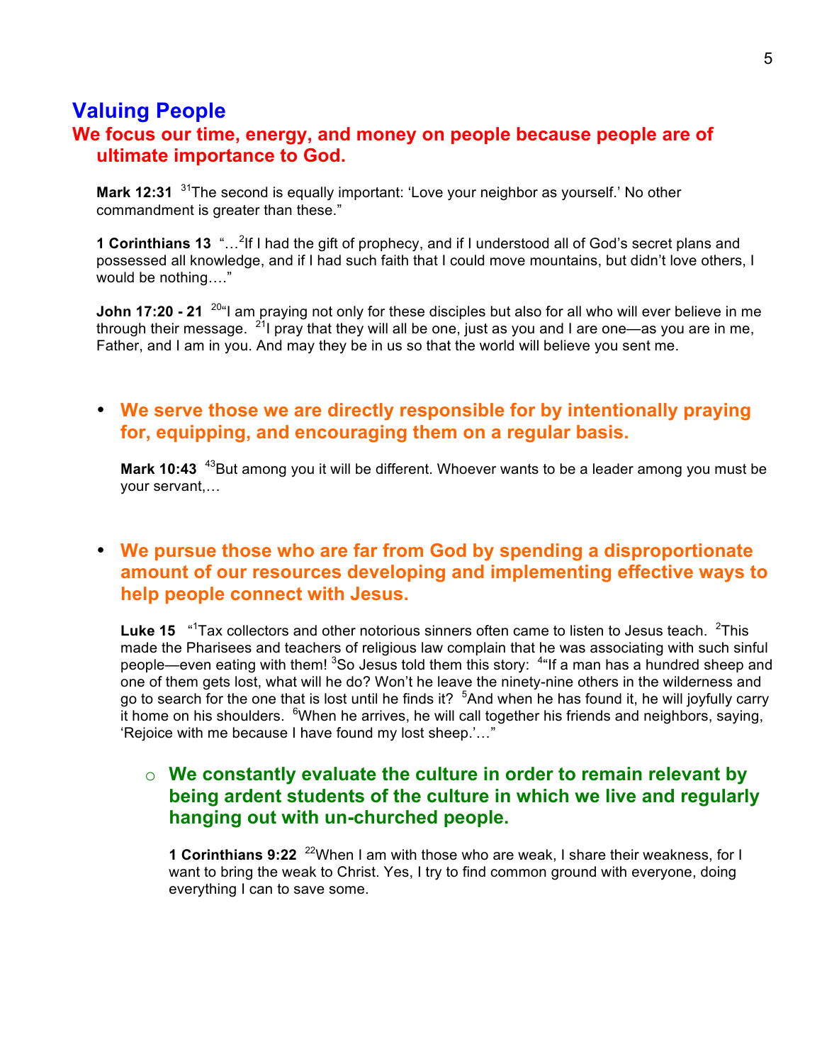## Valuing People

### We focus our time, energy, and money on people because people are of ultimate importance to God.

**Mark 12:31** [31]The second is equally important: 'Love your neighbor as yourself.' No other commandment is greater than these."

**1 Corinthians 13** "…[2]If I had the gift of prophecy, and if I understood all of God's secret plans and possessed all knowledge, and if I had such faith that I could move mountains, but didn't love others, I would be nothing…."

**John 17:20 - 21** [20]"I am praying not only for these disciples but also for all who will ever believe in me through their message. [21]I pray that they will all be one, just as you and I are one—as you are in me, Father, and I am in you. And may they be in us so that the world will believe you sent me.

- **We serve those we are directly responsible for by intentionally praying for, equipping, and encouraging them on a regular basis.**

  **Mark 10:43** [43]But among you it will be different. Whoever wants to be a leader among you must be your servant,…

- **We pursue those who are far from God by spending a disproportionate amount of our resources developing and implementing effective ways to help people connect with Jesus.**

  **Luke 15** "[1]Tax collectors and other notorious sinners often came to listen to Jesus teach. [2]This made the Pharisees and teachers of religious law complain that he was associating with such sinful people—even eating with them! [3]So Jesus told them this story: [4]"If a man has a hundred sheep and one of them gets lost, what will he do? Won't he leave the ninety-nine others in the wilderness and go to search for the one that is lost until he finds it? [5]And when he has found it, he will joyfully carry it home on his shoulders. [6]When he arrives, he will call together his friends and neighbors, saying, 'Rejoice with me because I have found my lost sheep.'…"

  - **We constantly evaluate the culture in order to remain relevant by being ardent students of the culture in which we live and regularly hanging out with un-churched people.**

    **1 Corinthians 9:22** [22]When I am with those who are weak, I share their weakness, for I want to bring the weak to Christ. Yes, I try to find common ground with everyone, doing everything I can to save some.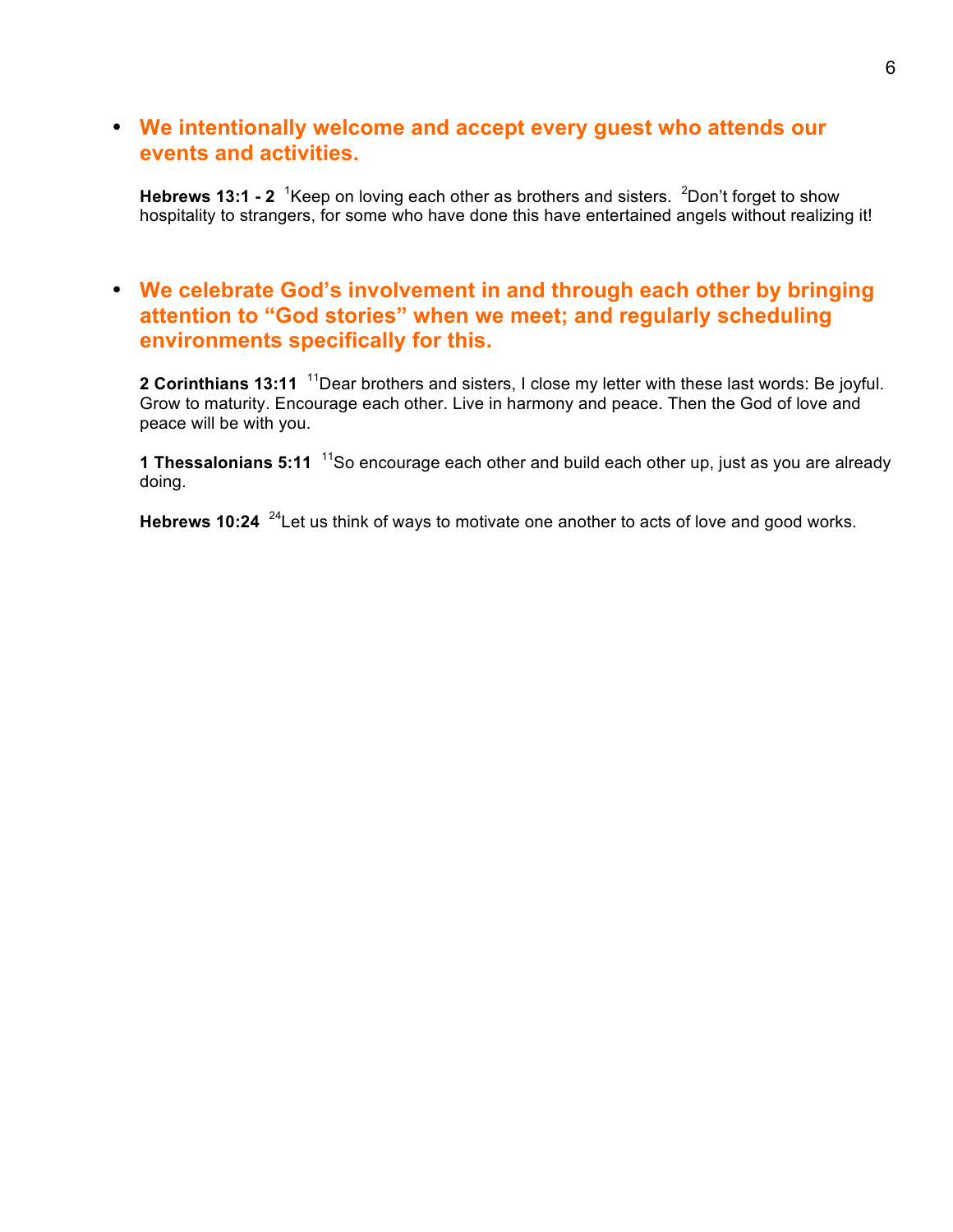- **We intentionally welcome and accept every guest who attends our events and activities.**

  **Hebrews 13:1 - 2** [1]Keep on loving each other as brothers and sisters. [2]Don't forget to show hospitality to strangers, for some who have done this have entertained angels without realizing it!

- **We celebrate God's involvement in and through each other by bringing attention to "God stories" when we meet; and regularly scheduling environments specifically for this.**

  **2 Corinthians 13:11** [11]Dear brothers and sisters, I close my letter with these last words: Be joyful. Grow to maturity. Encourage each other. Live in harmony and peace. Then the God of love and peace will be with you.

  **1 Thessalonians 5:11** [11]So encourage each other and build each other up, just as you are already doing.

  **Hebrews 10:24** [24]Let us think of ways to motivate one another to acts of love and good works.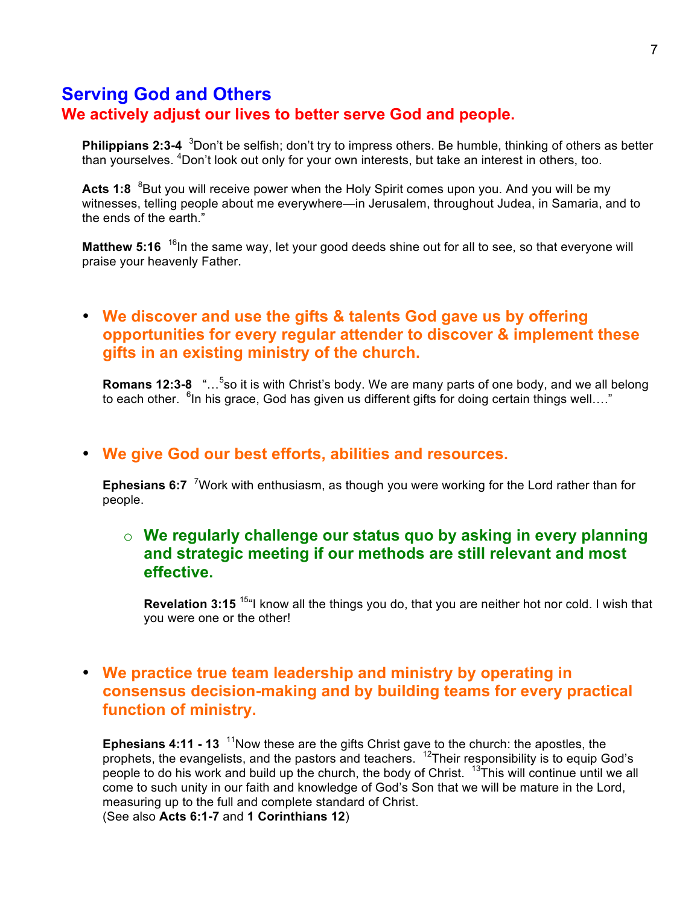## Serving God and Others

### We actively adjust our lives to better serve God and people.

**Philippians 2:3-4** [3]Don't be selfish; don't try to impress others. Be humble, thinking of others as better than yourselves. [4]Don't look out only for your own interests, but take an interest in others, too.

**Acts 1:8** [8]But you will receive power when the Holy Spirit comes upon you. And you will be my witnesses, telling people about me everywhere—in Jerusalem, throughout Judea, in Samaria, and to the ends of the earth."

**Matthew 5:16** [16]In the same way, let your good deeds shine out for all to see, so that everyone will praise your heavenly Father.

- **We discover and use the gifts & talents God gave us by offering opportunities for every regular attender to discover & implement these gifts in an existing ministry of the church.**

  **Romans 12:3-8** "…[5]so it is with Christ's body. We are many parts of one body, and we all belong to each other. [6]In his grace, God has given us different gifts for doing certain things well…."

- **We give God our best efforts, abilities and resources.**

  **Ephesians 6:7** [7]Work with enthusiasm, as though you were working for the Lord rather than for people.

  - **We regularly challenge our status quo by asking in every planning and strategic meeting if our methods are still relevant and most effective.**

    **Revelation 3:15** [15]"I know all the things you do, that you are neither hot nor cold. I wish that you were one or the other!

- **We practice true team leadership and ministry by operating in consensus decision-making and by building teams for every practical function of ministry.**

  **Ephesians 4:11 - 13** [11]Now these are the gifts Christ gave to the church: the apostles, the prophets, the evangelists, and the pastors and teachers. [12]Their responsibility is to equip God's people to do his work and build up the church, the body of Christ. [13]This will continue until we all come to such unity in our faith and knowledge of God's Son that we will be mature in the Lord, measuring up to the full and complete standard of Christ.
  (See also **Acts 6:1-7** and **1 Corinthians 12**)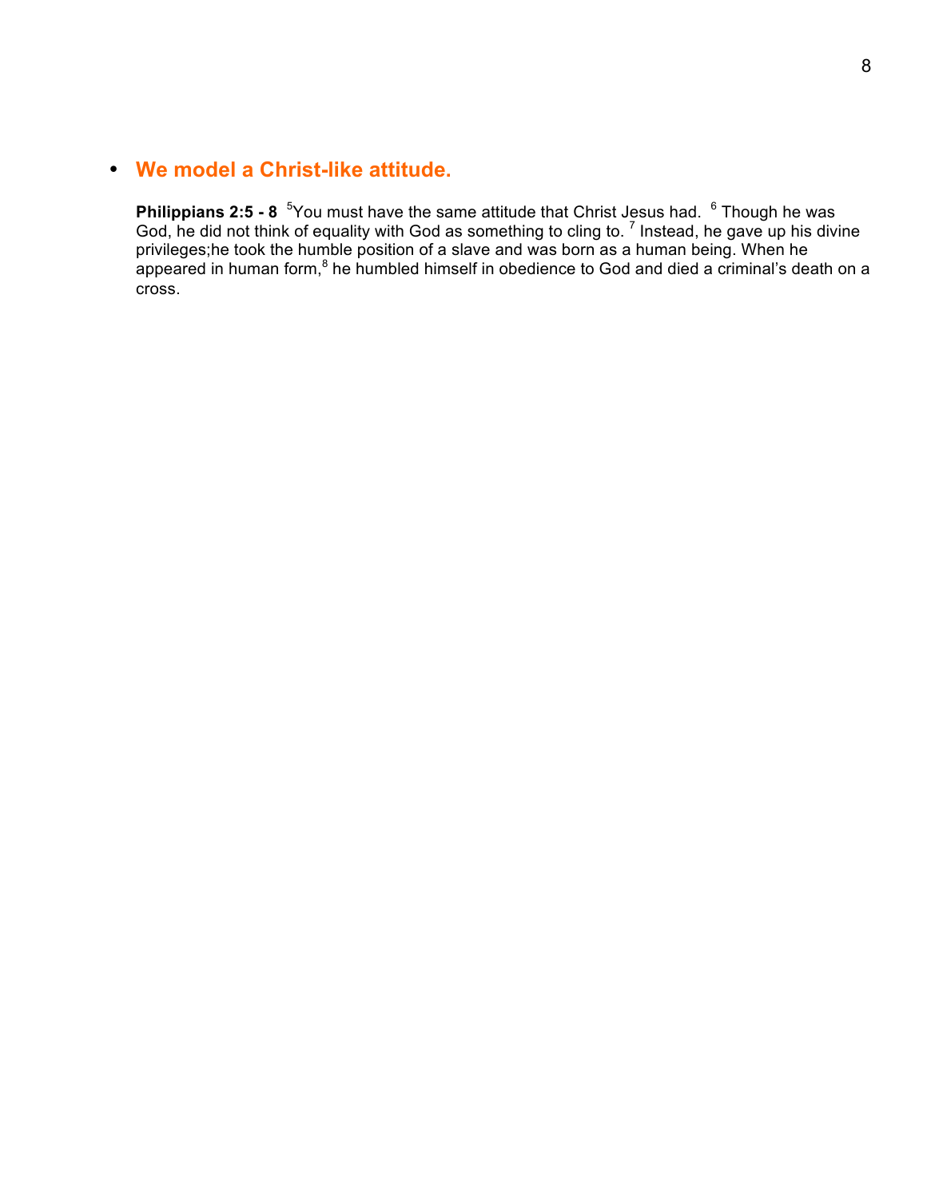- **We model a Christ-like attitude.**

  **Philippians 2:5 - 8** [5]You must have the same attitude that Christ Jesus had. [6] Though he was God, he did not think of equality with God as something to cling to. [7] Instead, he gave up his divine privileges;he took the humble position of a slave and was born as a human being. When he appeared in human form,[8] he humbled himself in obedience to God and died a criminal's death on a cross.